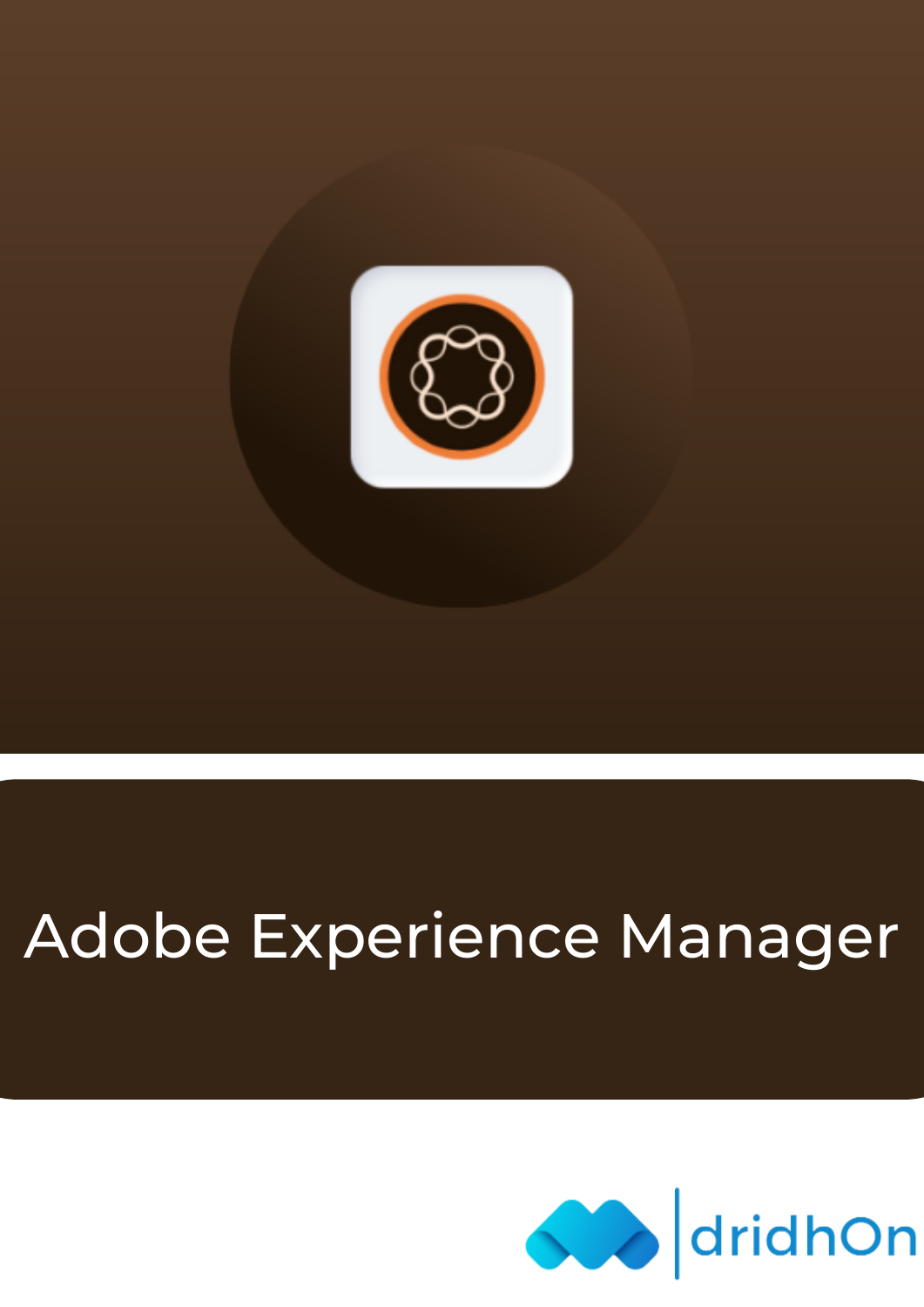# Adobe Experience Manager

dridhOn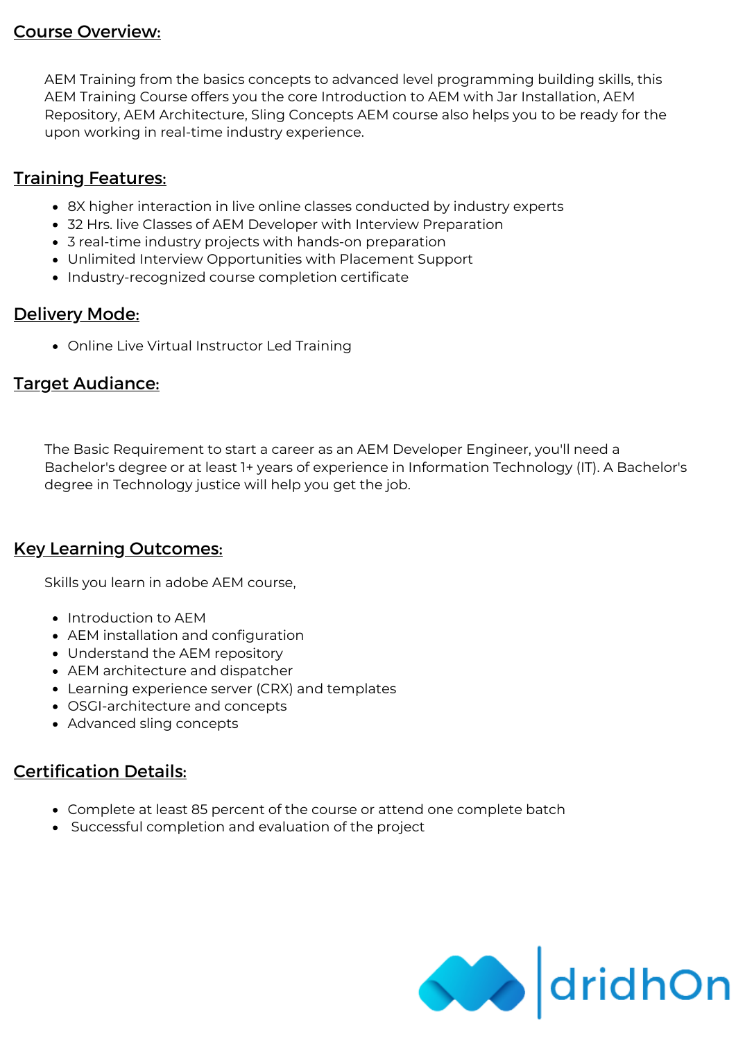## Course Overview:

AEM Training from the basics concepts to advanced level programming building skills, this AEM Training Course offers you the core Introduction to AEM with Jar Installation, AEM Repository, AEM Architecture, Sling Concepts AEM course also helps you to be ready for the upon working in real-time industry experience.

## Training Features:

- 8X higher interaction in live online classes conducted by industry experts
- 32 Hrs. live Classes of AEM Developer with Interview Preparation
- 3 real-time industry projects with hands-on preparation
- Unlimited Interview Opportunities with Placement Support
- Industry-recognized course completion certificate

## Delivery Mode:

- Online Live Virtual Instructor Led Training

## Target Audiance:

The Basic Requirement to start a career as an AEM Developer Engineer, you'll need a Bachelor's degree or at least 1+ years of experience in Information Technology (IT). A Bachelor's degree in Technology justice will help you get the job.

## Key Learning Outcomes:

Skills you learn in adobe AEM course,

- Introduction to AEM
- AEM installation and configuration
- Understand the AEM repository
- AEM architecture and dispatcher
- Learning experience server (CRX) and templates
- OSGI-architecture and concepts
- Advanced sling concepts

## Certification Details:

- Complete at least 85 percent of the course or attend one complete batch
- Successful completion and evaluation of the project

dridhOn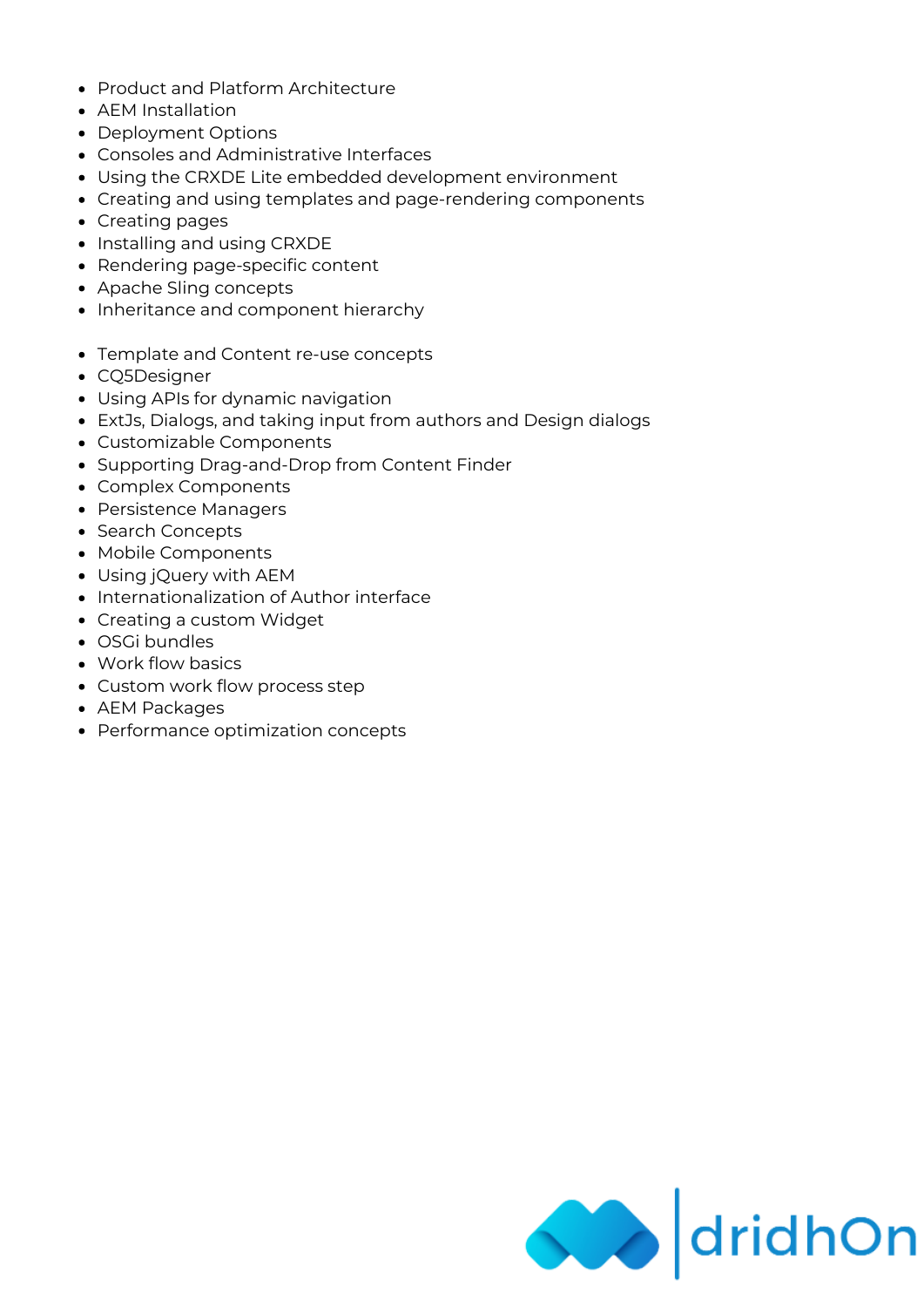- Product and Platform Architecture
- AEM Installation
- Deployment Options
- Consoles and Administrative Interfaces
- Using the CRXDE Lite embedded development environment
- Creating and using templates and page-rendering components
- Creating pages
- Installing and using CRXDE
- Rendering page-specific content
- Apache Sling concepts
- Inheritance and component hierarchy

- Template and Content re-use concepts
- CQ5Designer
- Using APIs for dynamic navigation
- ExtJs, Dialogs, and taking input from authors and Design dialogs
- Customizable Components
- Supporting Drag-and-Drop from Content Finder
- Complex Components
- Persistence Managers
- Search Concepts
- Mobile Components
- Using jQuery with AEM
- Internationalization of Author interface
- Creating a custom Widget
- OSGi bundles
- Work flow basics
- Custom work flow process step
- AEM Packages
- Performance optimization concepts